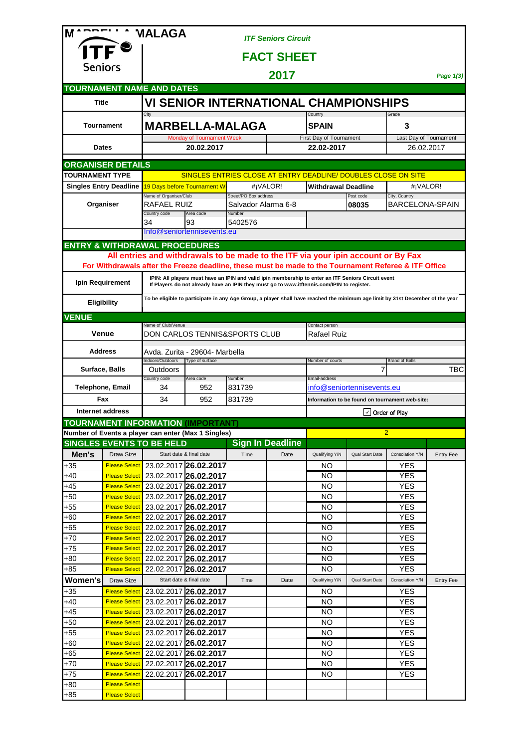# MARBELLA MALAGA

ITF Seniors

*ITF Seniors Circuit*

## FACT SHEET

## 2017

### TOURNAMENT NAME AND DATES

| | | | | | |
|---|---|---|---|---|---|
| **Title** | **VI SENIOR INTERNATIONAL CHAMPIONSHIPS** | | | | |
| **Tournament** | City: **MARBELLA-MALAGA** | | Country: **SPAIN** | Grade: **3** | |
| **Dates** | Monday of Tournament Week: **20.02.2017** | | First Day of Tournament: **22.02-2017** | Last Day of Tournament: 26.02.2017 | |

### ORGANISER DETAILS

| | | | | | |
|---|---|---|---|---|---|
| **TOURNAMENT TYPE** | SINGLES ENTRIES CLOSE AT ENTRY DEADLINE/ DOUBLES CLOSE ON SITE | | | | |
| **Singles Entry Deadline** | 19 Days before Tournament W | #¡VALOR! | **Withdrawal Deadline** | #¡VALOR! | |
| **Organiser** | Name of Organiser/Club: RAFAEL RUIZ | Street/PO Box address: Salvador Alarma 6-8 | Post code: **08035** | City, Country: BARCELONA-SPAIN | |
| | Country code: 34 | Area code: 93 | Number: 5402576 | | |
| | Info@seniortennisevents.eu | | | | |

### ENTRY & WITHDRAWAL PROCEDURES

**All entries and withdrawals to be made to the ITF via your ipin account or By Fax**

**For Withdrawals after the Freeze deadline, these must be made to the Tournament Referee & ITF Office**

| | |
|---|---|
| **Ipin Requirement** | **IPIN: All players must have an IPIN and valid ipin membership to enter an ITF Seniors Circuit event. If Players do not already have an IPIN they must go to www.itftennis.com/IPIN to register.** |
| **Eligibility** | **To be eligible to participate in any Age Group, a player shall have reached the minimum age limit by 31st December of the year** |

### VENUE

| | | | | | | |
|---|---|---|---|---|---|---|
| **Venue** | Name of Club/Venue: DON CARLOS TENNIS&SPORTS CLUB | | | Contact person: Rafael Ruiz | | |
| **Address** | Avda. Zurita - 29604- Marbella | | | | | |
| **Surface, Balls** | Indoors/Outdoors: Outdoors | Type of surface: | | Number of courts: 7 | Brand of Balls: TBC | |
| **Telephone, Email** | Country code: 34 | Area code: 952 | Number: 831739 | Email-address: info@seniortennisevents.eu | | |
| **Fax** | 34 | 952 | 831739 | Information to be found on tournament web-site: | | |
| **Internet address** | | | | ☑ Order of Play | | |

### TOURNAMENT INFORMATION (IMPORTANT)

**Number of Events a player can enter (Max 1 Singles)**: 2

### SINGLES EVENTS TO BE HELD

| **Men's** | Draw Size | Start date & final date | | Sign In Deadline Time | Sign In Deadline Date | Qualifying Y/N | Qual Start Date | Consolation Y/N | Entry Fee |
|---|---|---|---|---|---|---|---|---|---|
| +35 | Please Select | 23.02.2017 | **26.02.2017** | | | NO | | YES | |
| +40 | Please Select | 23.02.2017 | **26.02.2017** | | | NO | | YES | |
| +45 | Please Select | 23.02.2017 | **26.02.2017** | | | NO | | YES | |
| +50 | Please Select | 23.02.2017 | **26.02.2017** | | | NO | | YES | |
| +55 | Please Select | 23.02.2017 | **26.02.2017** | | | NO | | YES | |
| +60 | Please Select | 22.02.2017 | **26.02.2017** | | | NO | | YES | |
| +65 | Please Select | 22.02.2017 | **26.02.2017** | | | NO | | YES | |
| +70 | Please Select | 22.02.2017 | **26.02.2017** | | | NO | | YES | |
| +75 | Please Select | 22.02.2017 | **26.02.2017** | | | NO | | YES | |
| +80 | Please Select | 22.02.2017 | **26.02.2017** | | | NO | | YES | |
| +85 | Please Select | 22.02.2017 | **26.02.2017** | | | NO | | YES | |

| **Women's** | Draw Size | Start date & final date | | Time | Date | Qualifying Y/N | Qual Start Date | Consolation Y/N | Entry Fee |
|---|---|---|---|---|---|---|---|---|---|
| +35 | Please Select | 23.02.2017 | **26.02.2017** | | | NO | | YES | |
| +40 | Please Select | 23.02.2017 | **26.02.2017** | | | NO | | YES | |
| +45 | Please Select | 23.02.2017 | **26.02.2017** | | | NO | | YES | |
| +50 | Please Select | 23.02.2017 | **26.02.2017** | | | NO | | YES | |
| +55 | Please Select | 23.02.2017 | **26.02.2017** | | | NO | | YES | |
| +60 | Please Select | 22.02.2017 | **26.02.2017** | | | NO | | YES | |
| +65 | Please Select | 22.02.2017 | **26.02.2017** | | | NO | | YES | |
| +70 | Please Select | 22.02.2017 | **26.02.2017** | | | NO | | YES | |
| +75 | Please Select | 22.02.2017 | **26.02.2017** | | | NO | | YES | |
| +80 | Please Select | | | | | | | | |
| +85 | Please Select | | | | | | | | |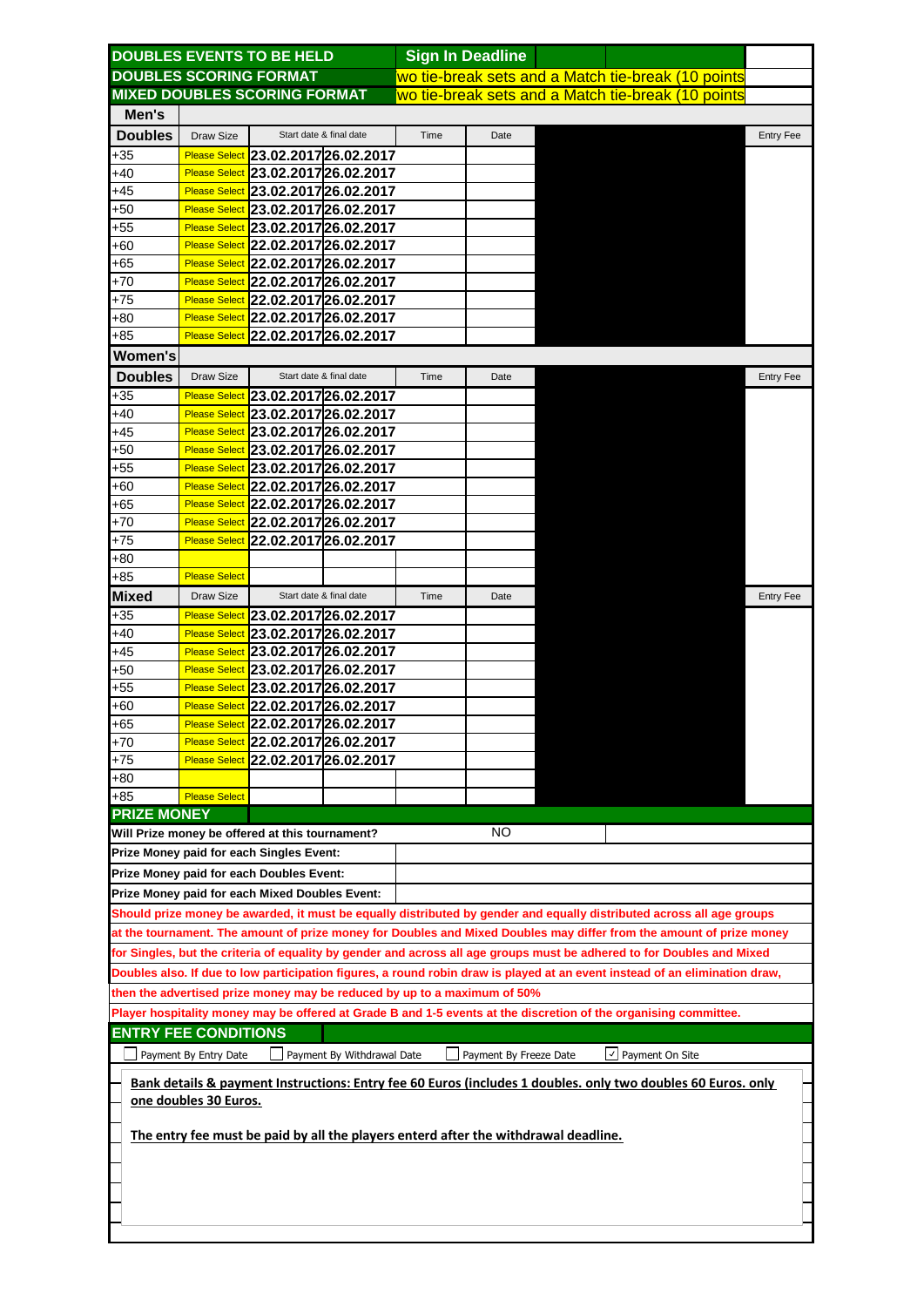| DOUBLES EVENTS TO BE HELD | | | Sign In Deadline | | | |
|---|---|---|---|---|---|---|
| DOUBLES SCORING FORMAT | | | wo tie-break sets and a Match tie-break (10 points | | | |
| MIXED DOUBLES SCORING FORMAT | | | wo tie-break sets and a Match tie-break (10 points | | | |

| Men's | | | | | | | |
|---|---|---|---|---|---|---|---|
| **Doubles** | Draw Size | Start date & final date | | Time | Date | | Entry Fee |
| +35 | Please Select | 23.02.2017 | 26.02.2017 | | | | |
| +40 | Please Select | 23.02.2017 | 26.02.2017 | | | | |
| +45 | Please Select | 23.02.2017 | 26.02.2017 | | | | |
| +50 | Please Select | 23.02.2017 | 26.02.2017 | | | | |
| +55 | Please Select | 23.02.2017 | 26.02.2017 | | | | |
| +60 | Please Select | 22.02.2017 | 26.02.2017 | | | | |
| +65 | Please Select | 22.02.2017 | 26.02.2017 | | | | |
| +70 | Please Select | 22.02.2017 | 26.02.2017 | | | | |
| +75 | Please Select | 22.02.2017 | 26.02.2017 | | | | |
| +80 | Please Select | 22.02.2017 | 26.02.2017 | | | | |
| +85 | Please Select | 22.02.2017 | 26.02.2017 | | | | |

| Women's | | | | | | | |
|---|---|---|---|---|---|---|---|
| **Doubles** | Draw Size | Start date & final date | | Time | Date | | Entry Fee |
| +35 | Please Select | 23.02.2017 | 26.02.2017 | | | | |
| +40 | Please Select | 23.02.2017 | 26.02.2017 | | | | |
| +45 | Please Select | 23.02.2017 | 26.02.2017 | | | | |
| +50 | Please Select | 23.02.2017 | 26.02.2017 | | | | |
| +55 | Please Select | 23.02.2017 | 26.02.2017 | | | | |
| +60 | Please Select | 22.02.2017 | 26.02.2017 | | | | |
| +65 | Please Select | 22.02.2017 | 26.02.2017 | | | | |
| +70 | Please Select | 22.02.2017 | 26.02.2017 | | | | |
| +75 | Please Select | 22.02.2017 | 26.02.2017 | | | | |
| +80 | | | | | | | |
| +85 | Please Select | | | | | | |

| **Mixed** | Draw Size | Start date & final date | | Time | Date | | Entry Fee |
|---|---|---|---|---|---|---|---|
| +35 | Please Select | 23.02.2017 | 26.02.2017 | | | | |
| +40 | Please Select | 23.02.2017 | 26.02.2017 | | | | |
| +45 | Please Select | 23.02.2017 | 26.02.2017 | | | | |
| +50 | Please Select | 23.02.2017 | 26.02.2017 | | | | |
| +55 | Please Select | 23.02.2017 | 26.02.2017 | | | | |
| +60 | Please Select | 22.02.2017 | 26.02.2017 | | | | |
| +65 | Please Select | 22.02.2017 | 26.02.2017 | | | | |
| +70 | Please Select | 22.02.2017 | 26.02.2017 | | | | |
| +75 | Please Select | 22.02.2017 | 26.02.2017 | | | | |
| +80 | | | | | | | |
| +85 | Please Select | | | | | | |

## PRIZE MONEY

| | |
|---|---|
| **Will Prize money be offered at this tournament?** | NO |
| **Prize Money paid for each Singles Event:** | |
| **Prize Money paid for each Doubles Event:** | |
| **Prize Money paid for each Mixed Doubles Event:** | |

**Should prize money be awarded, it must be equally distributed by gender and equally distributed across all age groups at the tournament. The amount of prize money for Doubles and Mixed Doubles may differ from the amount of prize money for Singles, but the criteria of equality by gender and across age groups must be adhered to for Doubles and Mixed Doubles also. If due to low participation figures, a round robin draw is played at an event instead of an elimination draw, then the advertised prize money may be reduced by up to a maximum of 50%**

**Player hospitality money may be offered at Grade B and 1-5 events at the discretion of the organising committee.**

## ENTRY FEE CONDITIONS

☐ Payment By Entry Date ☐ Payment By Withdrawal Date ☐ Payment By Freeze Date ☑ Payment On Site

**Bank details & payment Instructions: Entry fee 60 Euros (includes 1 doubles. only two doubles 60 Euros. only one doubles 30 Euros.**

**The entry fee must be paid by all the players enterd after the withdrawal deadline.**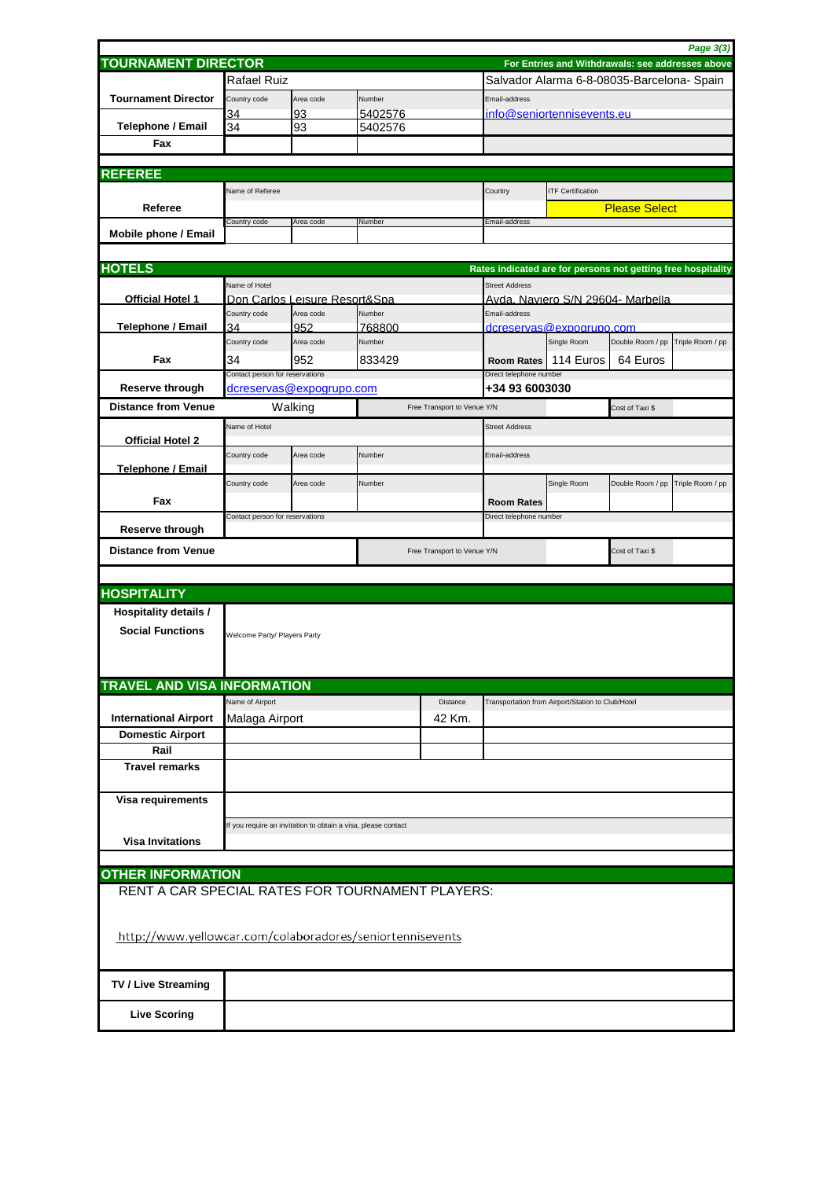## TOURNAMENT DIRECTOR

For Entries and Withdrawals: see addresses above

| | | | | |
|---|---|---|---|---|
| | Rafael Ruiz | | | Salvador Alarma 6-8-08035-Barcelona- Spain |
| **Tournament Director** | Country code | Area code | Number | Email-address |
| | 34 | 93 | 5402576 | info@seniortennisevents.eu |
| **Telephone / Email** | 34 | 93 | 5402576 | |
| **Fax** | | | | |

## REFEREE

| | | | |
|---|---|---|---|
| | Name of Referee | Country | ITF Certification |
| **Referee** | | | Please Select |
| | Country code / Area code / Number | Email-address | |
| **Mobile phone / Email** | | | |

## HOTELS

Rates indicated are for persons not getting free hospitality

| | | | | | | | |
|---|---|---|---|---|---|---|---|
| | Name of Hotel | | | Street Address | | | |
| **Official Hotel 1** | Don Carlos Leisure Resort&Spa | | | Avda. Naviero S/N 29604- Marbella | | | |
| | Country code | Area code | Number | Email-address | | | |
| **Telephone / Email** | 34 | 952 | 768800 | dcreservas@expogrupo.com | | | |
| | Country code | Area code | Number | | Single Room | Double Room / pp | Triple Room / pp |
| **Fax** | 34 | 952 | 833429 | **Room Rates** | 114 Euros | 64 Euros | |
| | Contact person for reservations | | | Direct telephone number | | | |
| **Reserve through** | dcreservas@expogrupo.com | | | +34 93 6003030 | | | |
| **Distance from Venue** | Walking | | Free Transport to Venue Y/N | | | Cost of Taxi $ | |
| | Name of Hotel | | | Street Address | | | |
| **Official Hotel 2** | | | | | | | |
| | Country code | Area code | Number | Email-address | | | |
| **Telephone / Email** | | | | | | | |
| | Country code | Area code | Number | | Single Room | Double Room / pp | Triple Room / pp |
| **Fax** | | | | **Room Rates** | | | |
| | Contact person for reservations | | | Direct telephone number | | | |
| **Reserve through** | | | | | | | |
| **Distance from Venue** | | | Free Transport to Venue Y/N | | | Cost of Taxi $ | |

## HOSPITALITY

| | |
|---|---|
| **Hospitality details / Social Functions** | Welcome Party/ Players Party |

## TRAVEL AND VISA INFORMATION

| | | | |
|---|---|---|---|
| | Name of Airport | Distance | Transportation from Airport/Station to Club/Hotel |
| **International Airport** | Malaga Airport | 42 Km. | |
| **Domestic Airport** | | | |
| **Rail** | | | |
| **Travel remarks** | | | |
| **Visa requirements** | | | |
| **Visa Invitations** | If you require an invitation to obtain a visa, please contact | | |

## OTHER INFORMATION

RENT A CAR SPECIAL RATES FOR TOURNAMENT PLAYERS:

http://www.yellowcar.com/colaboradores/seniortennisevents

| | |
|---|---|
| **TV / Live Streaming** | |
| **Live Scoring** | |